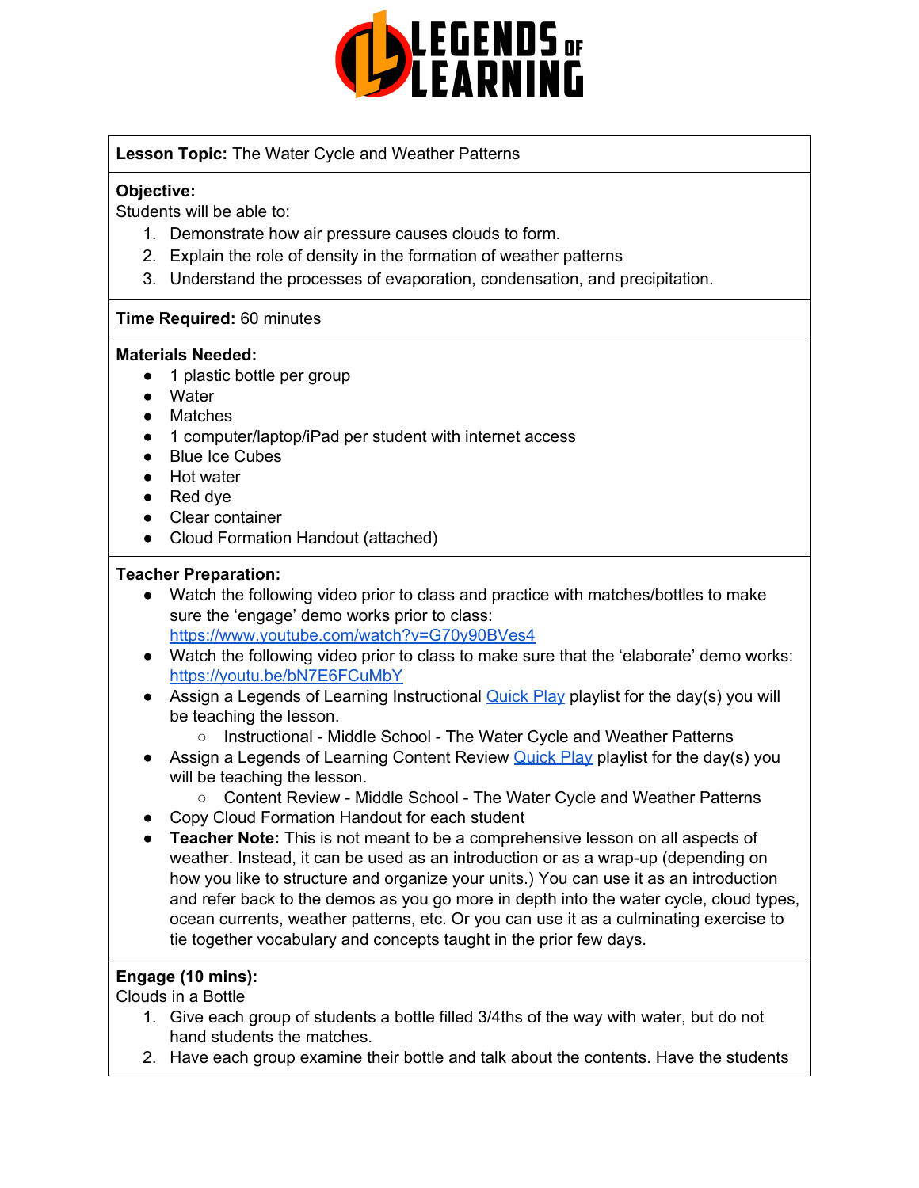**Lesson Topic:** The Water Cycle and Weather Patterns

**Objective:**
Students will be able to:

1. Demonstrate how air pressure causes clouds to form.
2. Explain the role of density in the formation of weather patterns
3. Understand the processes of evaporation, condensation, and precipitation.

**Time Required:** 60 minutes

**Materials Needed:**

- 1 plastic bottle per group
- Water
- Matches
- 1 computer/laptop/iPad per student with internet access
- Blue Ice Cubes
- Hot water
- Red dye
- Clear container
- Cloud Formation Handout (attached)

**Teacher Preparation:**

- Watch the following video prior to class and practice with matches/bottles to make sure the 'engage' demo works prior to class: https://www.youtube.com/watch?v=G70y90BVes4
- Watch the following video prior to class to make sure that the 'elaborate' demo works: https://youtu.be/bN7E6FCuMbY
- Assign a Legends of Learning Instructional Quick Play playlist for the day(s) you will be teaching the lesson.
  - Instructional - Middle School - The Water Cycle and Weather Patterns
- Assign a Legends of Learning Content Review Quick Play playlist for the day(s) you will be teaching the lesson.
  - Content Review - Middle School - The Water Cycle and Weather Patterns
- Copy Cloud Formation Handout for each student
- **Teacher Note:** This is not meant to be a comprehensive lesson on all aspects of weather. Instead, it can be used as an introduction or as a wrap-up (depending on how you like to structure and organize your units.) You can use it as an introduction and refer back to the demos as you go more in depth into the water cycle, cloud types, ocean currents, weather patterns, etc. Or you can use it as a culminating exercise to tie together vocabulary and concepts taught in the prior few days.

**Engage (10 mins):**
Clouds in a Bottle

1. Give each group of students a bottle filled 3/4ths of the way with water, but do not hand students the matches.
2. Have each group examine their bottle and talk about the contents. Have the students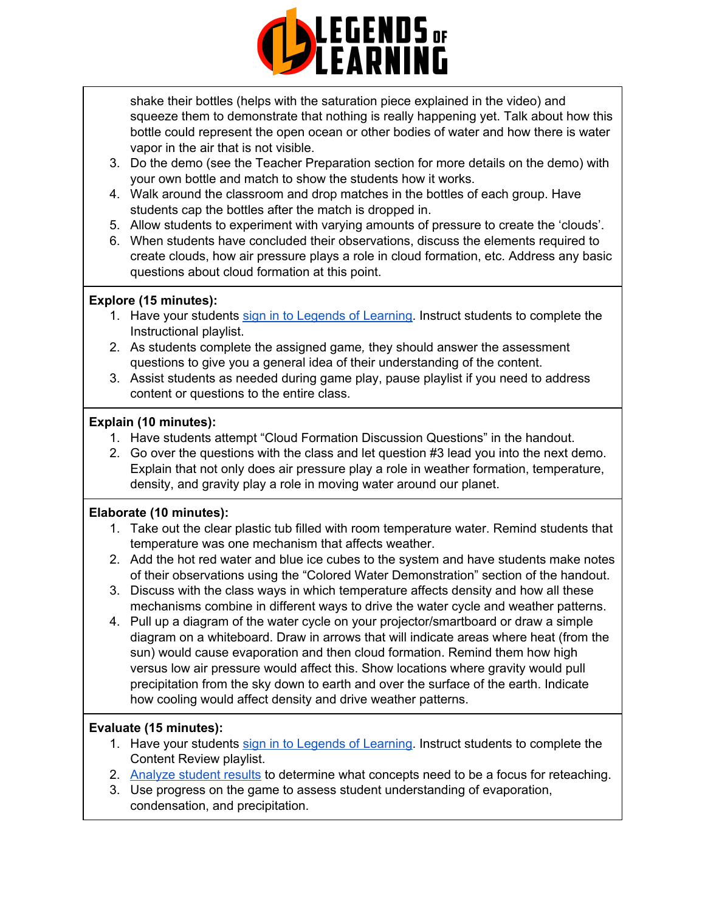shake their bottles (helps with the saturation piece explained in the video) and squeeze them to demonstrate that nothing is really happening yet. Talk about how this bottle could represent the open ocean or other bodies of water and how there is water vapor in the air that is not visible.

3. Do the demo (see the Teacher Preparation section for more details on the demo) with your own bottle and match to show the students how it works.
4. Walk around the classroom and drop matches in the bottles of each group. Have students cap the bottles after the match is dropped in.
5. Allow students to experiment with varying amounts of pressure to create the 'clouds'.
6. When students have concluded their observations, discuss the elements required to create clouds, how air pressure plays a role in cloud formation, etc. Address any basic questions about cloud formation at this point.

**Explore (15 minutes):**

1. Have your students sign in to Legends of Learning. Instruct students to complete the Instructional playlist.
2. As students complete the assigned game, they should answer the assessment questions to give you a general idea of their understanding of the content.
3. Assist students as needed during game play, pause playlist if you need to address content or questions to the entire class.

**Explain (10 minutes):**

1. Have students attempt "Cloud Formation Discussion Questions" in the handout.
2. Go over the questions with the class and let question #3 lead you into the next demo. Explain that not only does air pressure play a role in weather formation, temperature, density, and gravity play a role in moving water around our planet.

**Elaborate (10 minutes):**

1. Take out the clear plastic tub filled with room temperature water. Remind students that temperature was one mechanism that affects weather.
2. Add the hot red water and blue ice cubes to the system and have students make notes of their observations using the "Colored Water Demonstration" section of the handout.
3. Discuss with the class ways in which temperature affects density and how all these mechanisms combine in different ways to drive the water cycle and weather patterns.
4. Pull up a diagram of the water cycle on your projector/smartboard or draw a simple diagram on a whiteboard. Draw in arrows that will indicate areas where heat (from the sun) would cause evaporation and then cloud formation. Remind them how high versus low air pressure would affect this. Show locations where gravity would pull precipitation from the sky down to earth and over the surface of the earth. Indicate how cooling would affect density and drive weather patterns.

**Evaluate (15 minutes):**

1. Have your students sign in to Legends of Learning. Instruct students to complete the Content Review playlist.
2. Analyze student results to determine what concepts need to be a focus for reteaching.
3. Use progress on the game to assess student understanding of evaporation, condensation, and precipitation.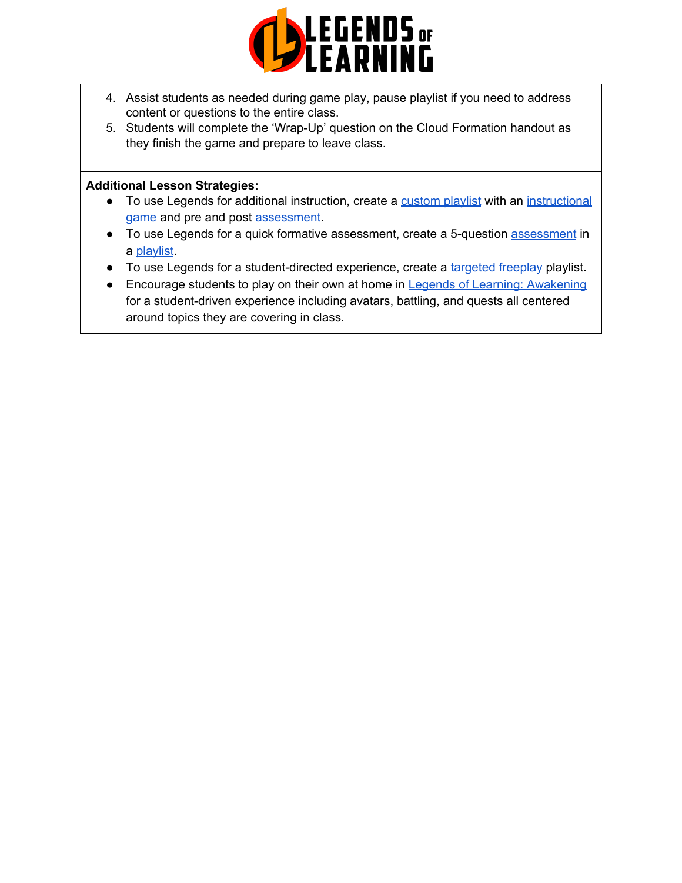4. Assist students as needed during game play, pause playlist if you need to address content or questions to the entire class.
5. Students will complete the 'Wrap-Up' question on the Cloud Formation handout as they finish the game and prepare to leave class.

**Additional Lesson Strategies:**

- To use Legends for additional instruction, create a custom playlist with an instructional game and pre and post assessment.
- To use Legends for a quick formative assessment, create a 5-question assessment in a playlist.
- To use Legends for a student-directed experience, create a targeted freeplay playlist.
- Encourage students to play on their own at home in Legends of Learning: Awakening for a student-driven experience including avatars, battling, and quests all centered around topics they are covering in class.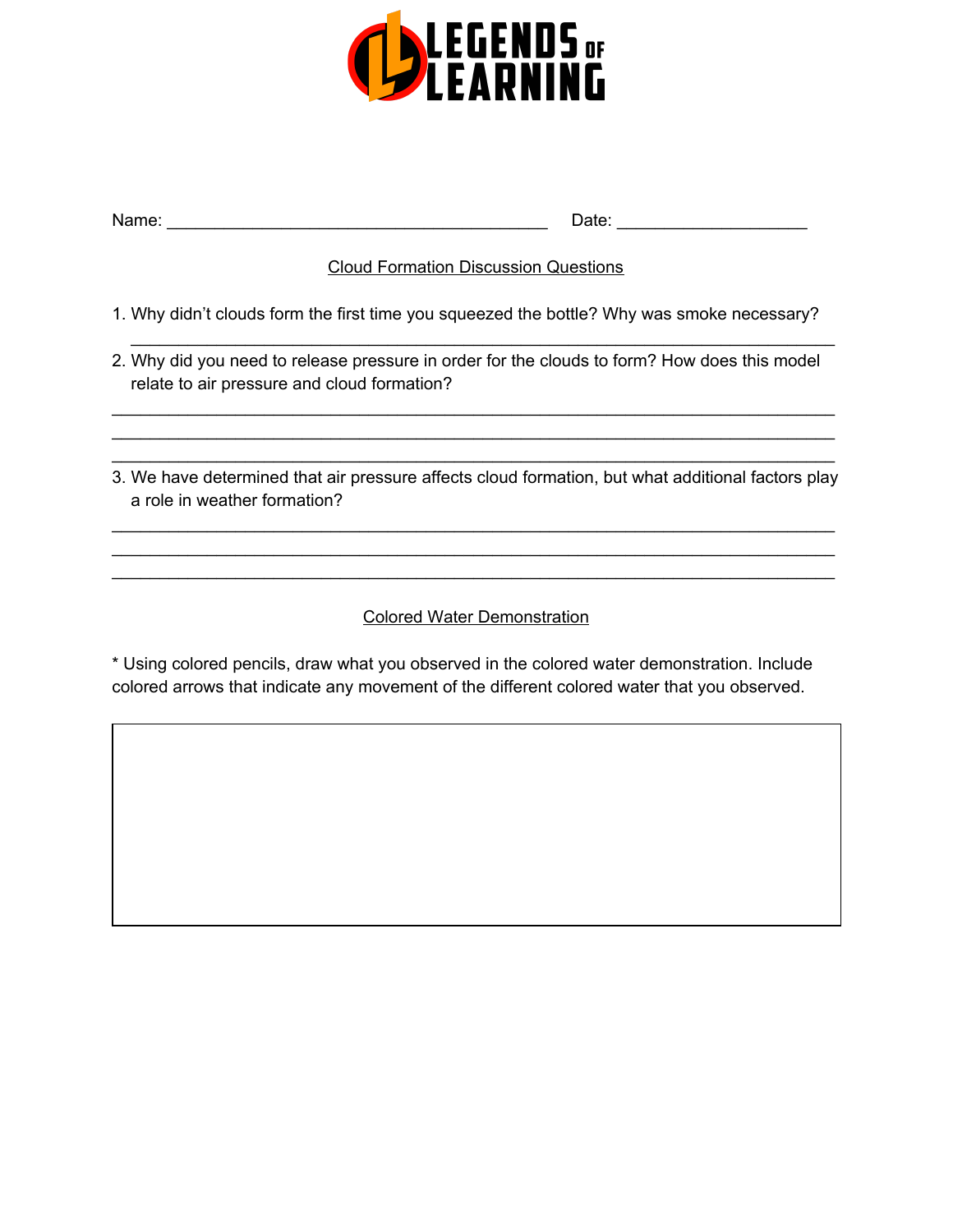LEGENDS OF LEARNING

Name: ________________________________________ Date: ____________________

## Cloud Formation Discussion Questions

1. Why didn't clouds form the first time you squeezed the bottle? Why was smoke necessary?
   ______________________________________________________________________

2. Why did you need to release pressure in order for the clouds to form? How does this model relate to air pressure and cloud formation?

______________________________________________________________________
______________________________________________________________________
______________________________________________________________________

3. We have determined that air pressure affects cloud formation, but what additional factors play a role in weather formation?

______________________________________________________________________
______________________________________________________________________
______________________________________________________________________

## Colored Water Demonstration

* Using colored pencils, draw what you observed in the colored water demonstration. Include colored arrows that indicate any movement of the different colored water that you observed.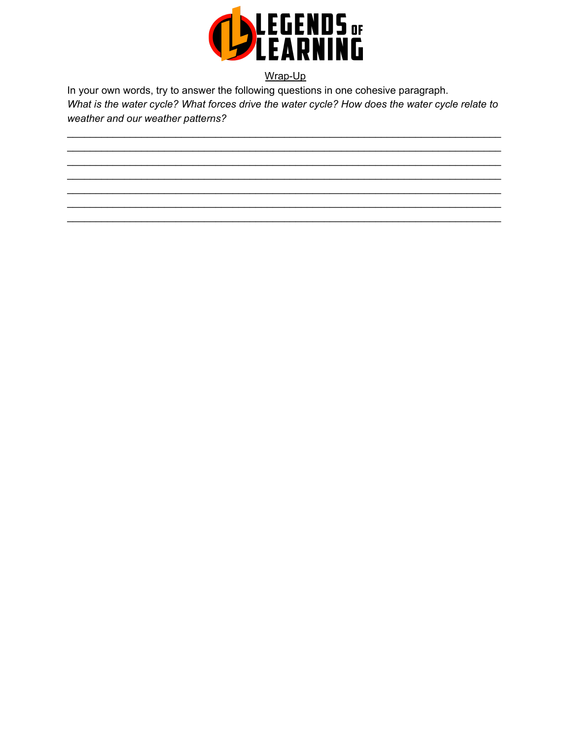LEGENDS OF LEARNING

Wrap-Up

In your own words, try to answer the following questions in one cohesive paragraph.
*What is the water cycle? What forces drive the water cycle? How does the water cycle relate to weather and our weather patterns?*

______________________________________________________________________________
______________________________________________________________________________
______________________________________________________________________________
______________________________________________________________________________
______________________________________________________________________________
______________________________________________________________________________
______________________________________________________________________________